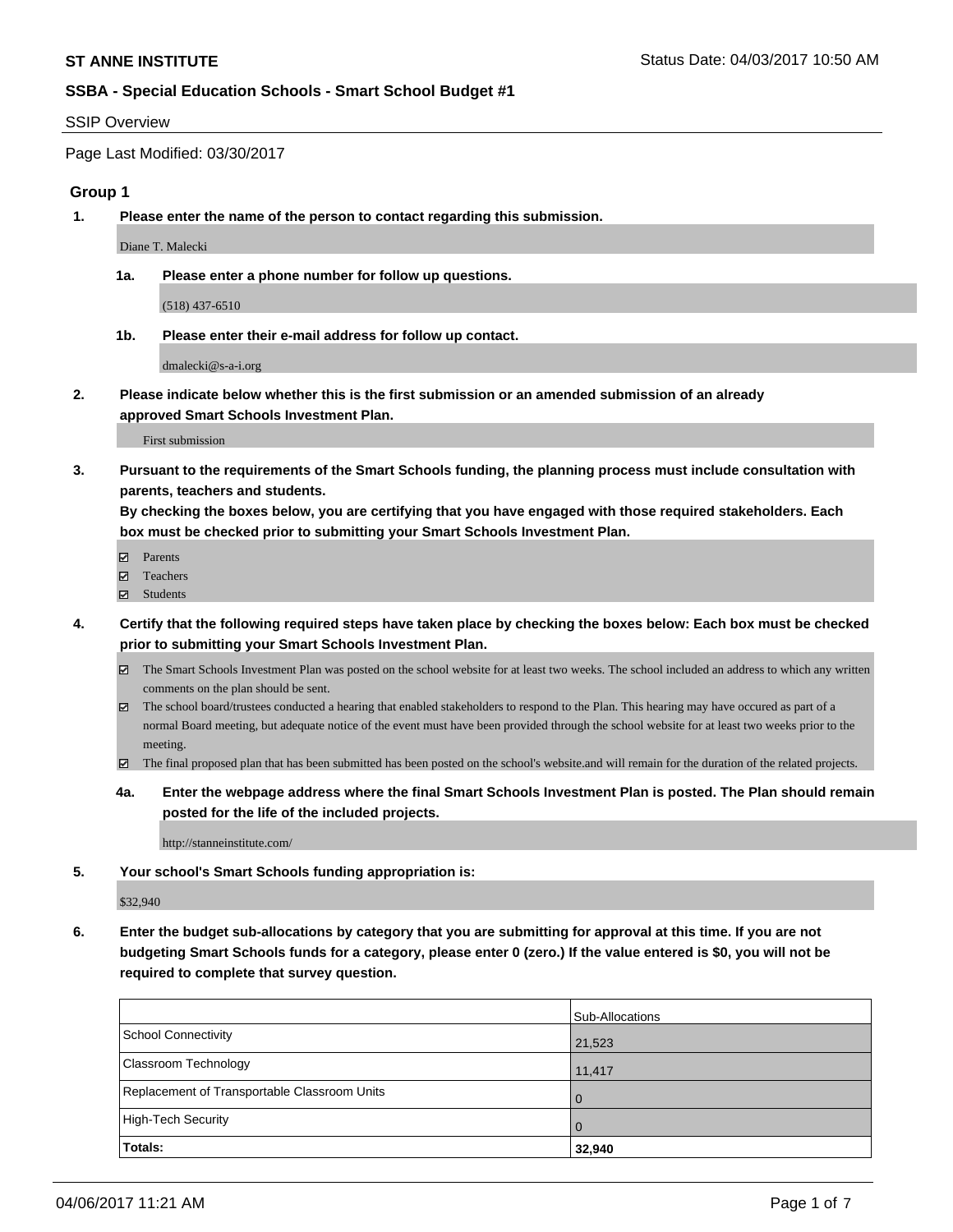**ST ANNE INSTITUTE**

Status Date: 04/03/2017 10:50 AM

**SSBA - Special Education Schools - Smart School Budget #1**

SSIP Overview

Page Last Modified: 03/30/2017

### Group 1

**1. Please enter the name of the person to contact regarding this submission.**

Diane T. Malecki

**1a. Please enter a phone number for follow up questions.**

(518) 437-6510

**1b. Please enter their e-mail address for follow up contact.**

dmalecki@s-a-i.org

**2. Please indicate below whether this is the first submission or an amended submission of an already approved Smart Schools Investment Plan.**

First submission

**3. Pursuant to the requirements of the Smart Schools funding, the planning process must include consultation with parents, teachers and students.**
**By checking the boxes below, you are certifying that you have engaged with those required stakeholders. Each box must be checked prior to submitting your Smart Schools Investment Plan.**

- ☑ Parents
- ☑ Teachers
- ☑ Students

**4. Certify that the following required steps have taken place by checking the boxes below: Each box must be checked prior to submitting your Smart Schools Investment Plan.**

- ☑ The Smart Schools Investment Plan was posted on the school website for at least two weeks. The school included an address to which any written comments on the plan should be sent.
- ☑ The school board/trustees conducted a hearing that enabled stakeholders to respond to the Plan. This hearing may have occured as part of a normal Board meeting, but adequate notice of the event must have been provided through the school website for at least two weeks prior to the meeting.
- ☑ The final proposed plan that has been submitted has been posted on the school's website.and will remain for the duration of the related projects.

**4a. Enter the webpage address where the final Smart Schools Investment Plan is posted. The Plan should remain posted for the life of the included projects.**

http://stanneinstitute.com/

**5. Your school's Smart Schools funding appropriation is:**

$32,940

**6. Enter the budget sub-allocations by category that you are submitting for approval at this time. If you are not budgeting Smart Schools funds for a category, please enter 0 (zero.) If the value entered is $0, you will not be required to complete that survey question.**

| | Sub-Allocations |
|---|---|
| School Connectivity | 21,523 |
| Classroom Technology | 11,417 |
| Replacement of Transportable Classroom Units | 0 |
| High-Tech Security | 0 |
| **Totals:** | **32,940** |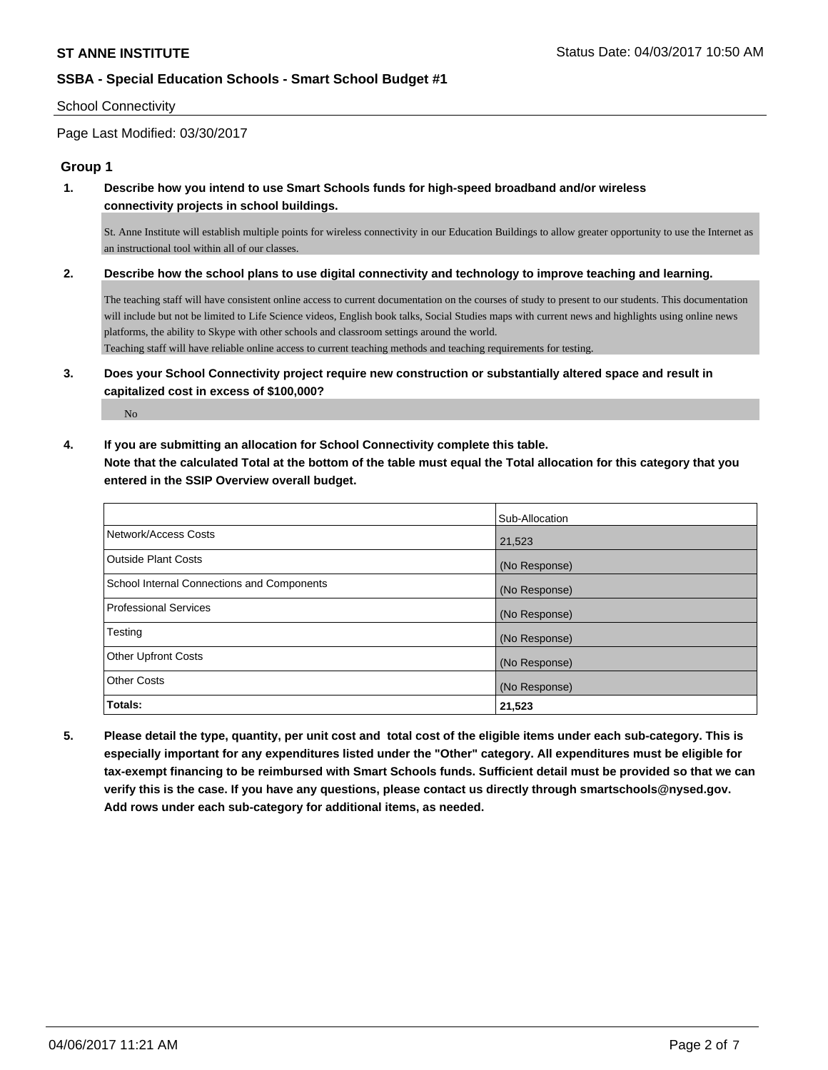## School Connectivity

Page Last Modified: 03/30/2017

### Group 1

**1. Describe how you intend to use Smart Schools funds for high-speed broadband and/or wireless connectivity projects in school buildings.**

St. Anne Institute will establish multiple points for wireless connectivity in our Education Buildings to allow greater opportunity to use the Internet as an instructional tool within all of our classes.

**2. Describe how the school plans to use digital connectivity and technology to improve teaching and learning.**

The teaching staff will have consistent online access to current documentation on the courses of study to present to our students. This documentation will include but not be limited to Life Science videos, English book talks, Social Studies maps with current news and highlights using online news platforms, the ability to Skype with other schools and classroom settings around the world.
Teaching staff will have reliable online access to current teaching methods and teaching requirements for testing.

**3. Does your School Connectivity project require new construction or substantially altered space and result in capitalized cost in excess of $100,000?**

No

**4. If you are submitting an allocation for School Connectivity complete this table. Note that the calculated Total at the bottom of the table must equal the Total allocation for this category that you entered in the SSIP Overview overall budget.**

| | Sub-Allocation |
|---|---|
| Network/Access Costs | 21,523 |
| Outside Plant Costs | (No Response) |
| School Internal Connections and Components | (No Response) |
| Professional Services | (No Response) |
| Testing | (No Response) |
| Other Upfront Costs | (No Response) |
| Other Costs | (No Response) |
| **Totals:** | **21,523** |

**5. Please detail the type, quantity, per unit cost and total cost of the eligible items under each sub-category. This is especially important for any expenditures listed under the "Other" category. All expenditures must be eligible for tax-exempt financing to be reimbursed with Smart Schools funds. Sufficient detail must be provided so that we can verify this is the case. If you have any questions, please contact us directly through smartschools@nysed.gov. Add rows under each sub-category for additional items, as needed.**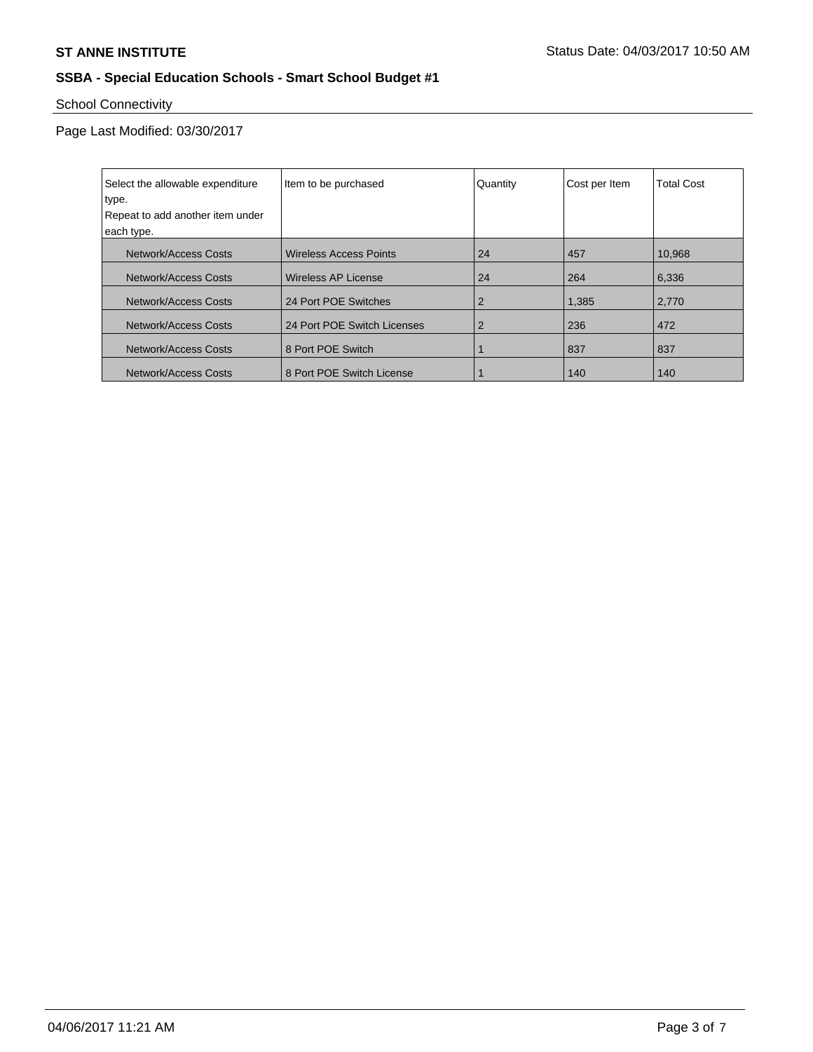**ST ANNE INSTITUTE** Status Date: 04/03/2017 10:50 AM

**SSBA - Special Education Schools - Smart School Budget #1**

School Connectivity

Page Last Modified: 03/30/2017

| Select the allowable expenditure type. Repeat to add another item under each type. | Item to be purchased | Quantity | Cost per Item | Total Cost |
|---|---|---|---|---|
| Network/Access Costs | Wireless Access Points | 24 | 457 | 10,968 |
| Network/Access Costs | Wireless AP License | 24 | 264 | 6,336 |
| Network/Access Costs | 24 Port POE Switches | 2 | 1,385 | 2,770 |
| Network/Access Costs | 24 Port POE Switch Licenses | 2 | 236 | 472 |
| Network/Access Costs | 8 Port POE Switch | 1 | 837 | 837 |
| Network/Access Costs | 8 Port POE Switch License | 1 | 140 | 140 |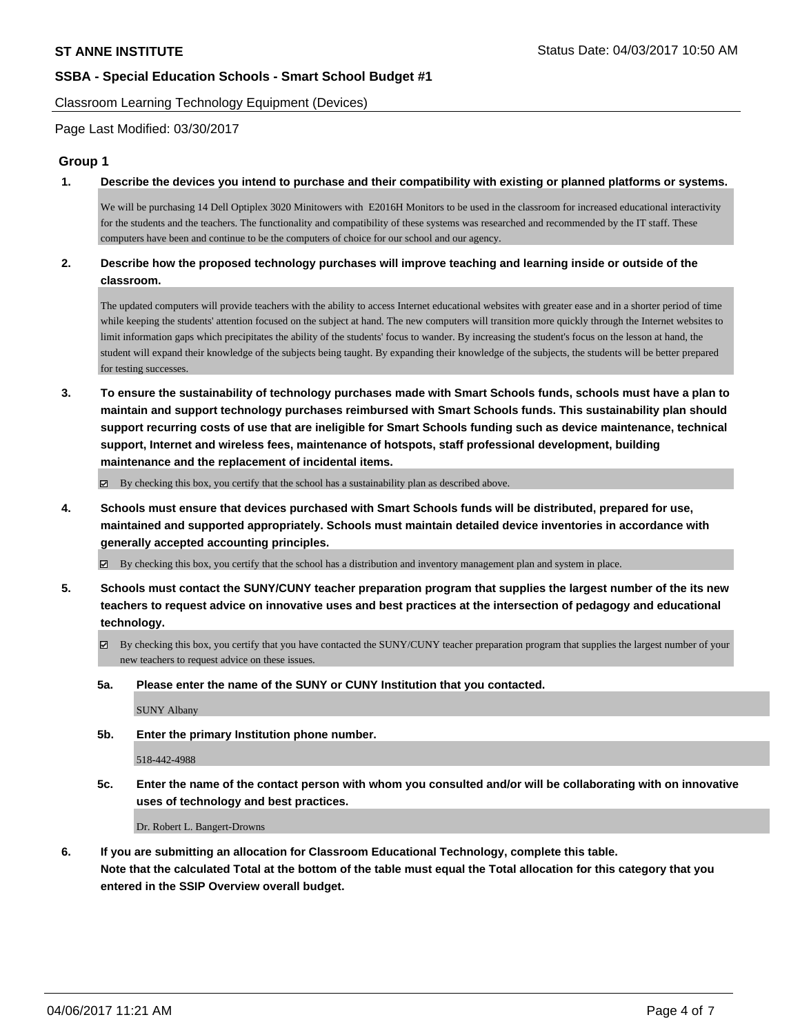**ST ANNE INSTITUTE** Status Date: 04/03/2017 10:50 AM

**SSBA - Special Education Schools - Smart School Budget #1**

Classroom Learning Technology Equipment (Devices)

Page Last Modified: 03/30/2017

## Group 1

**1. Describe the devices you intend to purchase and their compatibility with existing or planned platforms or systems.**

We will be purchasing 14 Dell Optiplex 3020 Minitowers with E2016H Monitors to be used in the classroom for increased educational interactivity for the students and the teachers. The functionality and compatibility of these systems was researched and recommended by the IT staff. These computers have been and continue to be the computers of choice for our school and our agency.

**2. Describe how the proposed technology purchases will improve teaching and learning inside or outside of the classroom.**

The updated computers will provide teachers with the ability to access Internet educational websites with greater ease and in a shorter period of time while keeping the students' attention focused on the subject at hand. The new computers will transition more quickly through the Internet websites to limit information gaps which precipitates the ability of the students' focus to wander. By increasing the student's focus on the lesson at hand, the student will expand their knowledge of the subjects being taught. By expanding their knowledge of the subjects, the students will be better prepared for testing successes.

**3. To ensure the sustainability of technology purchases made with Smart Schools funds, schools must have a plan to maintain and support technology purchases reimbursed with Smart Schools funds. This sustainability plan should support recurring costs of use that are ineligible for Smart Schools funding such as device maintenance, technical support, Internet and wireless fees, maintenance of hotspots, staff professional development, building maintenance and the replacement of incidental items.**

☑ By checking this box, you certify that the school has a sustainability plan as described above.

**4. Schools must ensure that devices purchased with Smart Schools funds will be distributed, prepared for use, maintained and supported appropriately. Schools must maintain detailed device inventories in accordance with generally accepted accounting principles.**

☑ By checking this box, you certify that the school has a distribution and inventory management plan and system in place.

**5. Schools must contact the SUNY/CUNY teacher preparation program that supplies the largest number of the its new teachers to request advice on innovative uses and best practices at the intersection of pedagogy and educational technology.**

☑ By checking this box, you certify that you have contacted the SUNY/CUNY teacher preparation program that supplies the largest number of your new teachers to request advice on these issues.

**5a. Please enter the name of the SUNY or CUNY Institution that you contacted.**

SUNY Albany

**5b. Enter the primary Institution phone number.**

518-442-4988

**5c. Enter the name of the contact person with whom you consulted and/or will be collaborating with on innovative uses of technology and best practices.**

Dr. Robert L. Bangert-Drowns

**6. If you are submitting an allocation for Classroom Educational Technology, complete this table.
Note that the calculated Total at the bottom of the table must equal the Total allocation for this category that you entered in the SSIP Overview overall budget.**

04/06/2017 11:21 AM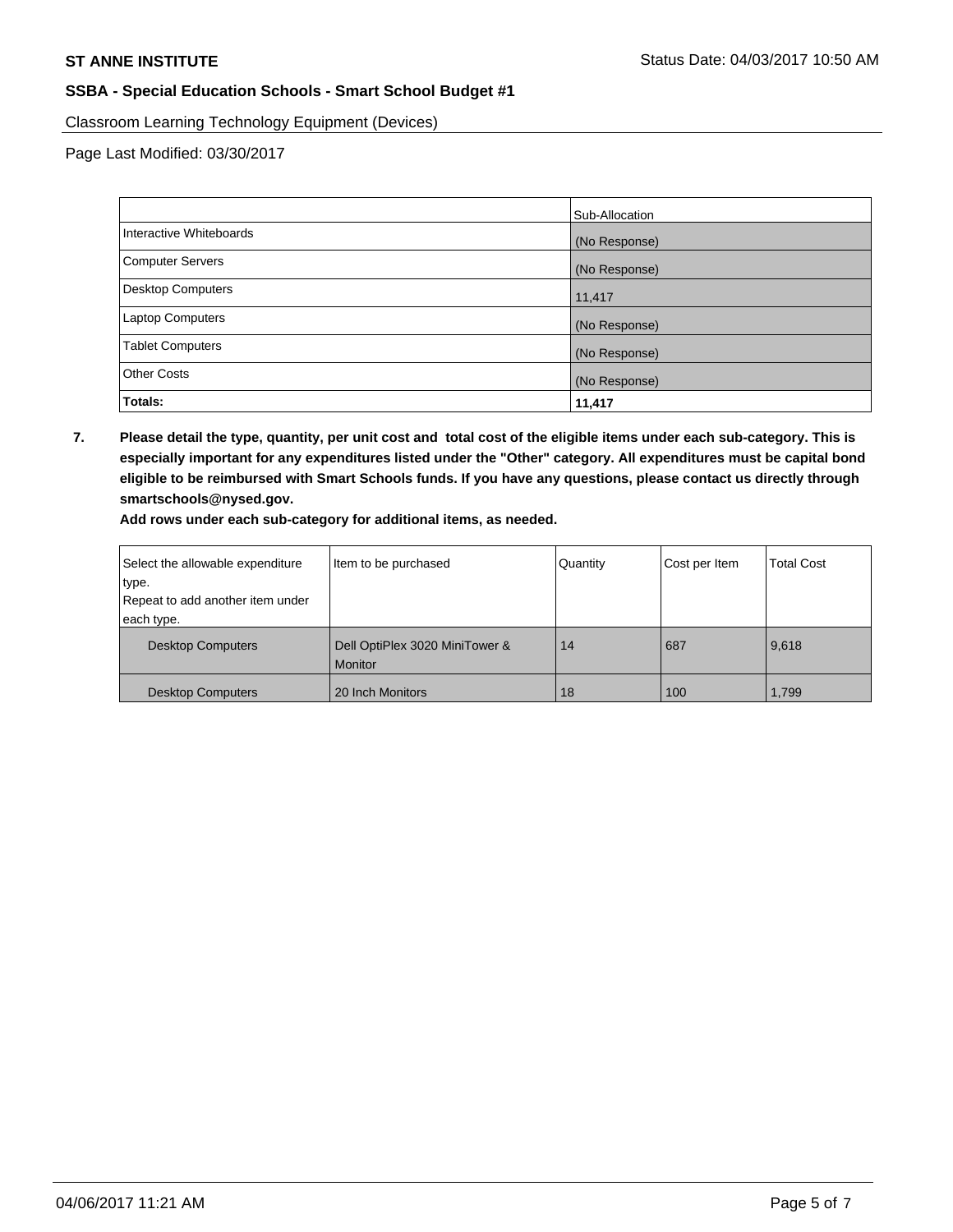**ST ANNE INSTITUTE** Status Date: 04/03/2017 10:50 AM

**SSBA - Special Education Schools - Smart School Budget #1**

Classroom Learning Technology Equipment (Devices)

Page Last Modified: 03/30/2017

| | Sub-Allocation |
|---|---|
| Interactive Whiteboards | (No Response) |
| Computer Servers | (No Response) |
| Desktop Computers | 11,417 |
| Laptop Computers | (No Response) |
| Tablet Computers | (No Response) |
| Other Costs | (No Response) |
| **Totals:** | **11,417** |

**7. Please detail the type, quantity, per unit cost and total cost of the eligible items under each sub-category. This is especially important for any expenditures listed under the "Other" category. All expenditures must be capital bond eligible to be reimbursed with Smart Schools funds. If you have any questions, please contact us directly through smartschools@nysed.gov.**

**Add rows under each sub-category for additional items, as needed.**

| Select the allowable expenditure type. Repeat to add another item under each type. | Item to be purchased | Quantity | Cost per Item | Total Cost |
|---|---|---|---|---|
| Desktop Computers | Dell OptiPlex 3020 MiniTower & Monitor | 14 | 687 | 9,618 |
| Desktop Computers | 20 Inch Monitors | 18 | 100 | 1,799 |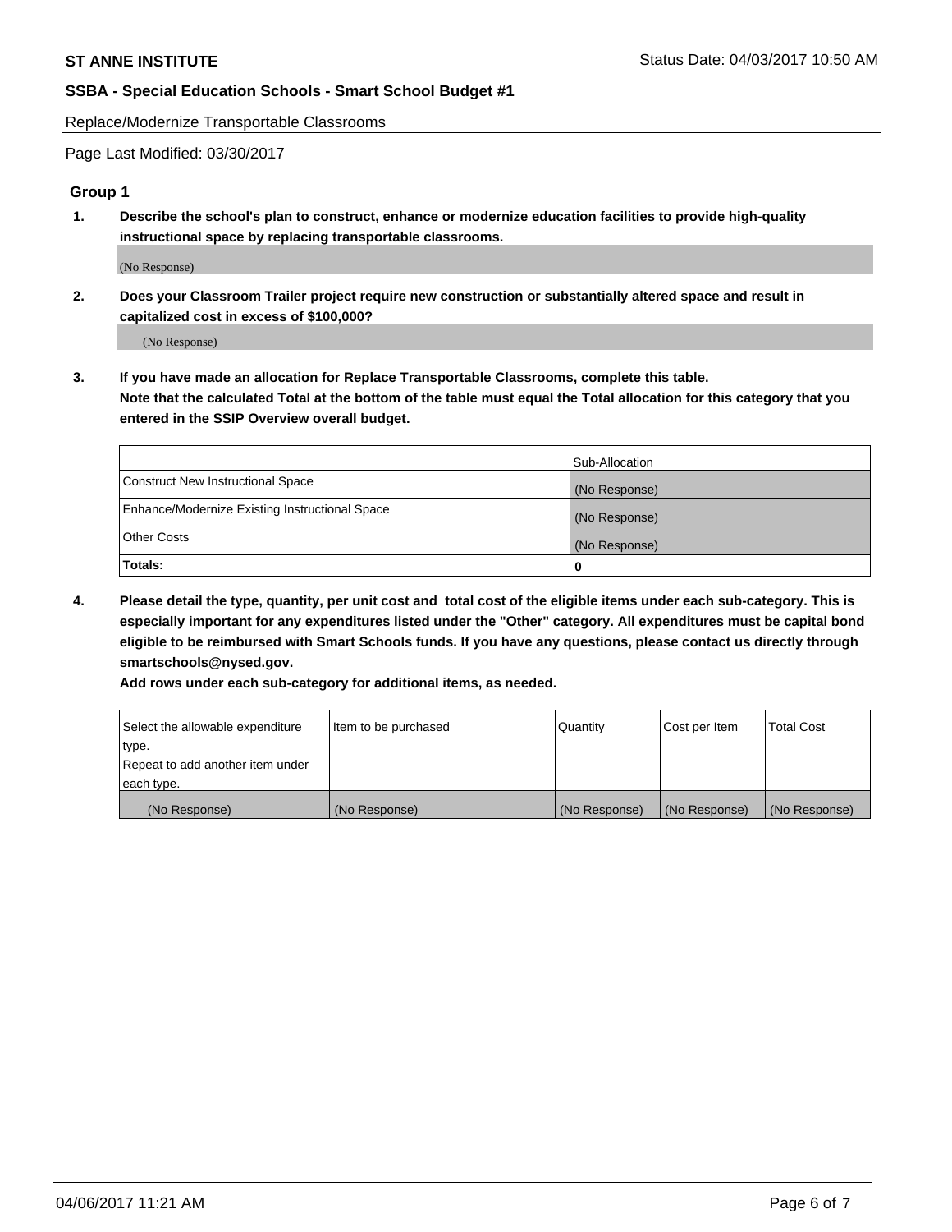Replace/Modernize Transportable Classrooms

Page Last Modified: 03/30/2017

## Group 1

**1. Describe the school's plan to construct, enhance or modernize education facilities to provide high-quality instructional space by replacing transportable classrooms.**

(No Response)

**2. Does your Classroom Trailer project require new construction or substantially altered space and result in capitalized cost in excess of $100,000?**

(No Response)

**3. If you have made an allocation for Replace Transportable Classrooms, complete this table. Note that the calculated Total at the bottom of the table must equal the Total allocation for this category that you entered in the SSIP Overview overall budget.**

| | Sub-Allocation |
|---|---|
| Construct New Instructional Space | (No Response) |
| Enhance/Modernize Existing Instructional Space | (No Response) |
| Other Costs | (No Response) |
| **Totals:** | **0** |

**4. Please detail the type, quantity, per unit cost and total cost of the eligible items under each sub-category. This is especially important for any expenditures listed under the "Other" category. All expenditures must be capital bond eligible to be reimbursed with Smart Schools funds. If you have any questions, please contact us directly through smartschools@nysed.gov.**

**Add rows under each sub-category for additional items, as needed.**

| Select the allowable expenditure type. Repeat to add another item under each type. | Item to be purchased | Quantity | Cost per Item | Total Cost |
|---|---|---|---|---|
| (No Response) | (No Response) | (No Response) | (No Response) | (No Response) |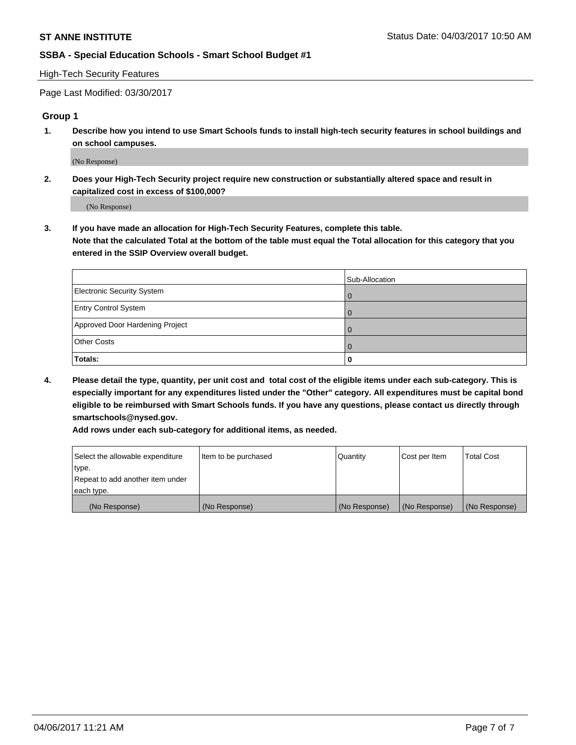**ST ANNE INSTITUTE** Status Date: 04/03/2017 10:50 AM

**SSBA - Special Education Schools - Smart School Budget #1**

High-Tech Security Features

Page Last Modified: 03/30/2017

## Group 1

1. **Describe how you intend to use Smart Schools funds to install high-tech security features in school buildings and on school campuses.**

   (No Response)

2. **Does your High-Tech Security project require new construction or substantially altered space and result in capitalized cost in excess of $100,000?**

   (No Response)

3. **If you have made an allocation for High-Tech Security Features, complete this table.**
   **Note that the calculated Total at the bottom of the table must equal the Total allocation for this category that you entered in the SSIP Overview overall budget.**

| | Sub-Allocation |
|---|---|
| Electronic Security System | 0 |
| Entry Control System | 0 |
| Approved Door Hardening Project | 0 |
| Other Costs | 0 |
| **Totals:** | **0** |

4. **Please detail the type, quantity, per unit cost and total cost of the eligible items under each sub-category. This is especially important for any expenditures listed under the "Other" category. All expenditures must be capital bond eligible to be reimbursed with Smart Schools funds. If you have any questions, please contact us directly through smartschools@nysed.gov.**
   **Add rows under each sub-category for additional items, as needed.**

| Select the allowable expenditure type. Repeat to add another item under each type. | Item to be purchased | Quantity | Cost per Item | Total Cost |
|---|---|---|---|---|
| (No Response) | (No Response) | (No Response) | (No Response) | (No Response) |